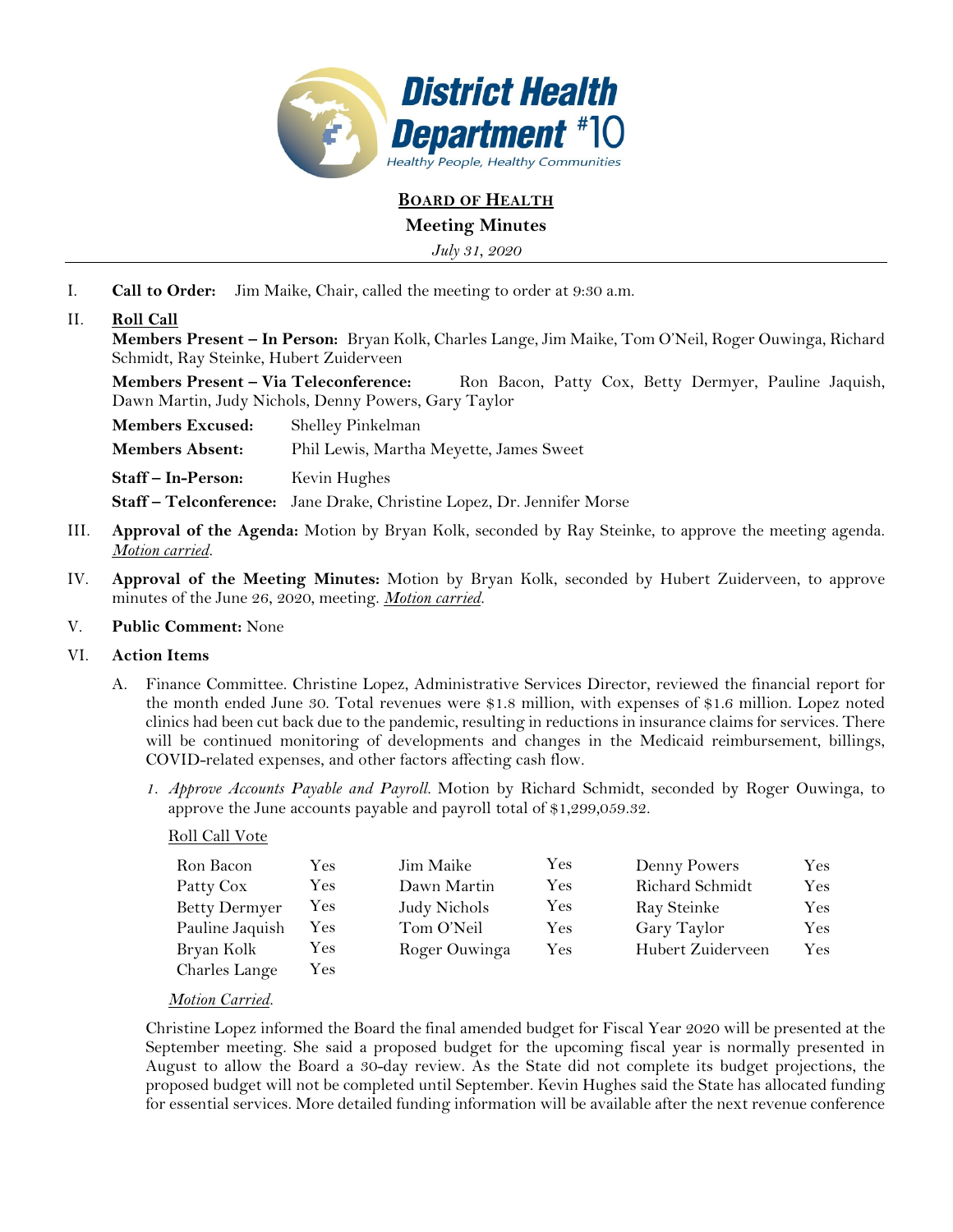# BOARD OF HEALTH

## Meeting Minutes

*July 31, 2020*

I. **Call to Order:** Jim Maike, Chair, called the meeting to order at 9:30 a.m.

II. **Roll Call**

**Members Present – In Person:** Bryan Kolk, Charles Lange, Jim Maike, Tom O'Neil, Roger Ouwinga, Richard Schmidt, Ray Steinke, Hubert Zuiderveen

**Members Present – Via Teleconference:** Ron Bacon, Patty Cox, Betty Dermyer, Pauline Jaquish, Dawn Martin, Judy Nichols, Denny Powers, Gary Taylor

**Members Excused:** Shelley Pinkelman

**Members Absent:** Phil Lewis, Martha Meyette, James Sweet

**Staff – In-Person:** Kevin Hughes

**Staff – Telconference:** Jane Drake, Christine Lopez, Dr. Jennifer Morse

III. **Approval of the Agenda:** Motion by Bryan Kolk, seconded by Ray Steinke, to approve the meeting agenda. *Motion carried*.

IV. **Approval of the Meeting Minutes:** Motion by Bryan Kolk, seconded by Hubert Zuiderveen, to approve minutes of the June 26, 2020, meeting. *Motion carried*.

V. **Public Comment:** None

VI. **Action Items**

A. Finance Committee. Christine Lopez, Administrative Services Director, reviewed the financial report for the month ended June 30. Total revenues were $1.8 million, with expenses of $1.6 million. Lopez noted clinics had been cut back due to the pandemic, resulting in reductions in insurance claims for services. There will be continued monitoring of developments and changes in the Medicaid reimbursement, billings, COVID-related expenses, and other factors affecting cash flow.

1. *Approve Accounts Payable and Payroll.* Motion by Richard Schmidt, seconded by Roger Ouwinga, to approve the June accounts payable and payroll total of $1,299,059.32.

Roll Call Vote

| | | | | | |
|---|---|---|---|---|---|
| Ron Bacon | Yes | Jim Maike | Yes | Denny Powers | Yes |
| Patty Cox | Yes | Dawn Martin | Yes | Richard Schmidt | Yes |
| Betty Dermyer | Yes | Judy Nichols | Yes | Ray Steinke | Yes |
| Pauline Jaquish | Yes | Tom O'Neil | Yes | Gary Taylor | Yes |
| Bryan Kolk | Yes | Roger Ouwinga | Yes | Hubert Zuiderveen | Yes |
| Charles Lange | Yes | | | | |

*Motion Carried*.

Christine Lopez informed the Board the final amended budget for Fiscal Year 2020 will be presented at the September meeting. She said a proposed budget for the upcoming fiscal year is normally presented in August to allow the Board a 30-day review. As the State did not complete its budget projections, the proposed budget will not be completed until September. Kevin Hughes said the State has allocated funding for essential services. More detailed funding information will be available after the next revenue conference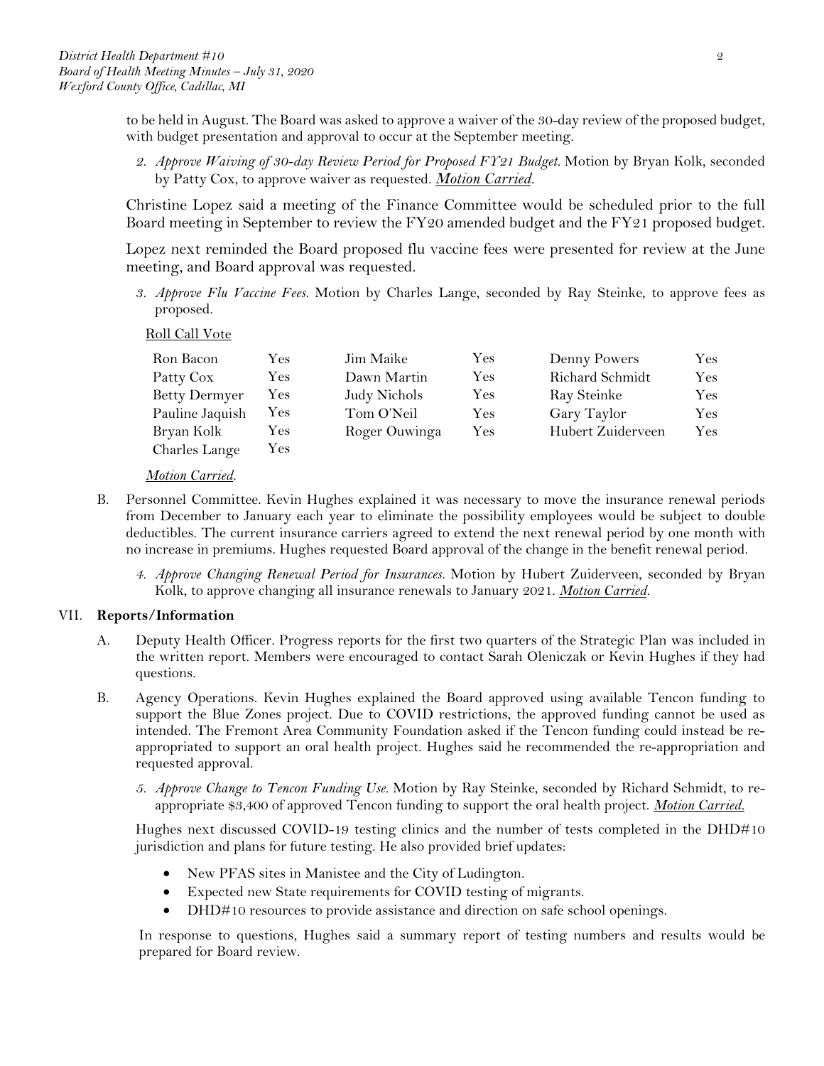to be held in August. The Board was asked to approve a waiver of the 30-day review of the proposed budget, with budget presentation and approval to occur at the September meeting.

2. *Approve Waiving of 30-day Review Period for Proposed FY21 Budget.* Motion by Bryan Kolk, seconded by Patty Cox, to approve waiver as requested. ***Motion Carried*.**

Christine Lopez said a meeting of the Finance Committee would be scheduled prior to the full Board meeting in September to review the FY20 amended budget and the FY21 proposed budget.

Lopez next reminded the Board proposed flu vaccine fees were presented for review at the June meeting, and Board approval was requested.

3. *Approve Flu Vaccine Fees.* Motion by Charles Lange, seconded by Ray Steinke, to approve fees as proposed.

Roll Call Vote

| | | | | | |
|---|---|---|---|---|---|
| Ron Bacon | Yes | Jim Maike | Yes | Denny Powers | Yes |
| Patty Cox | Yes | Dawn Martin | Yes | Richard Schmidt | Yes |
| Betty Dermyer | Yes | Judy Nichols | Yes | Ray Steinke | Yes |
| Pauline Jaquish | Yes | Tom O'Neil | Yes | Gary Taylor | Yes |
| Bryan Kolk | Yes | Roger Ouwinga | Yes | Hubert Zuiderveen | Yes |
| Charles Lange | Yes | | | | |

*Motion Carried*.

B. Personnel Committee. Kevin Hughes explained it was necessary to move the insurance renewal periods from December to January each year to eliminate the possibility employees would be subject to double deductibles. The current insurance carriers agreed to extend the next renewal period by one month with no increase in premiums. Hughes requested Board approval of the change in the benefit renewal period.

4. *Approve Changing Renewal Period for Insurances.* Motion by Hubert Zuiderveen, seconded by Bryan Kolk, to approve changing all insurance renewals to January 2021. ***Motion Carried*.**

## VII. Reports/Information

A. Deputy Health Officer. Progress reports for the first two quarters of the Strategic Plan was included in the written report. Members were encouraged to contact Sarah Oleniczak or Kevin Hughes if they had questions.

B. Agency Operations. Kevin Hughes explained the Board approved using available Tencon funding to support the Blue Zones project. Due to COVID restrictions, the approved funding cannot be used as intended. The Fremont Area Community Foundation asked if the Tencon funding could instead be re-appropriated to support an oral health project. Hughes said he recommended the re-appropriation and requested approval.

5. *Approve Change to Tencon Funding Use.* Motion by Ray Steinke, seconded by Richard Schmidt, to re-appropriate $3,400 of approved Tencon funding to support the oral health project. ***Motion Carried.***

Hughes next discussed COVID-19 testing clinics and the number of tests completed in the DHD#10 jurisdiction and plans for future testing. He also provided brief updates:

- New PFAS sites in Manistee and the City of Ludington.
- Expected new State requirements for COVID testing of migrants.
- DHD#10 resources to provide assistance and direction on safe school openings.

In response to questions, Hughes said a summary report of testing numbers and results would be prepared for Board review.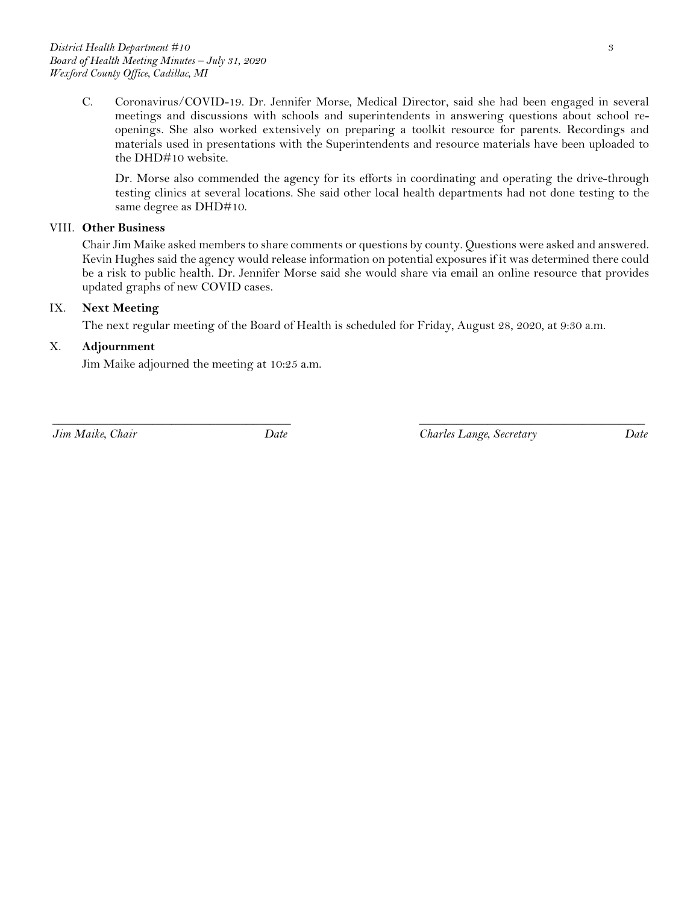C. Coronavirus/COVID-19. Dr. Jennifer Morse, Medical Director, said she had been engaged in several meetings and discussions with schools and superintendents in answering questions about school re-openings. She also worked extensively on preparing a toolkit resource for parents. Recordings and materials used in presentations with the Superintendents and resource materials have been uploaded to the DHD#10 website.

   Dr. Morse also commended the agency for its efforts in coordinating and operating the drive-through testing clinics at several locations. She said other local health departments had not done testing to the same degree as DHD#10.

## VIII. Other Business

Chair Jim Maike asked members to share comments or questions by county. Questions were asked and answered. Kevin Hughes said the agency would release information on potential exposures if it was determined there could be a risk to public health. Dr. Jennifer Morse said she would share via email an online resource that provides updated graphs of new COVID cases.

## IX. Next Meeting

The next regular meeting of the Board of Health is scheduled for Friday, August 28, 2020, at 9:30 a.m.

## X. Adjournment

Jim Maike adjourned the meeting at 10:25 a.m.

\_\_\_\_\_\_\_\_\_\_\_\_\_\_\_\_\_\_\_\_\_\_\_\_\_\_\_\_\_\_\_\_\_\_\_\_\_\_
*Jim Maike, Chair* *Date*

\_\_\_\_\_\_\_\_\_\_\_\_\_\_\_\_\_\_\_\_\_\_\_\_\_\_\_\_\_\_\_\_\_\_\_\_\_\_
*Charles Lange, Secretary* *Date*